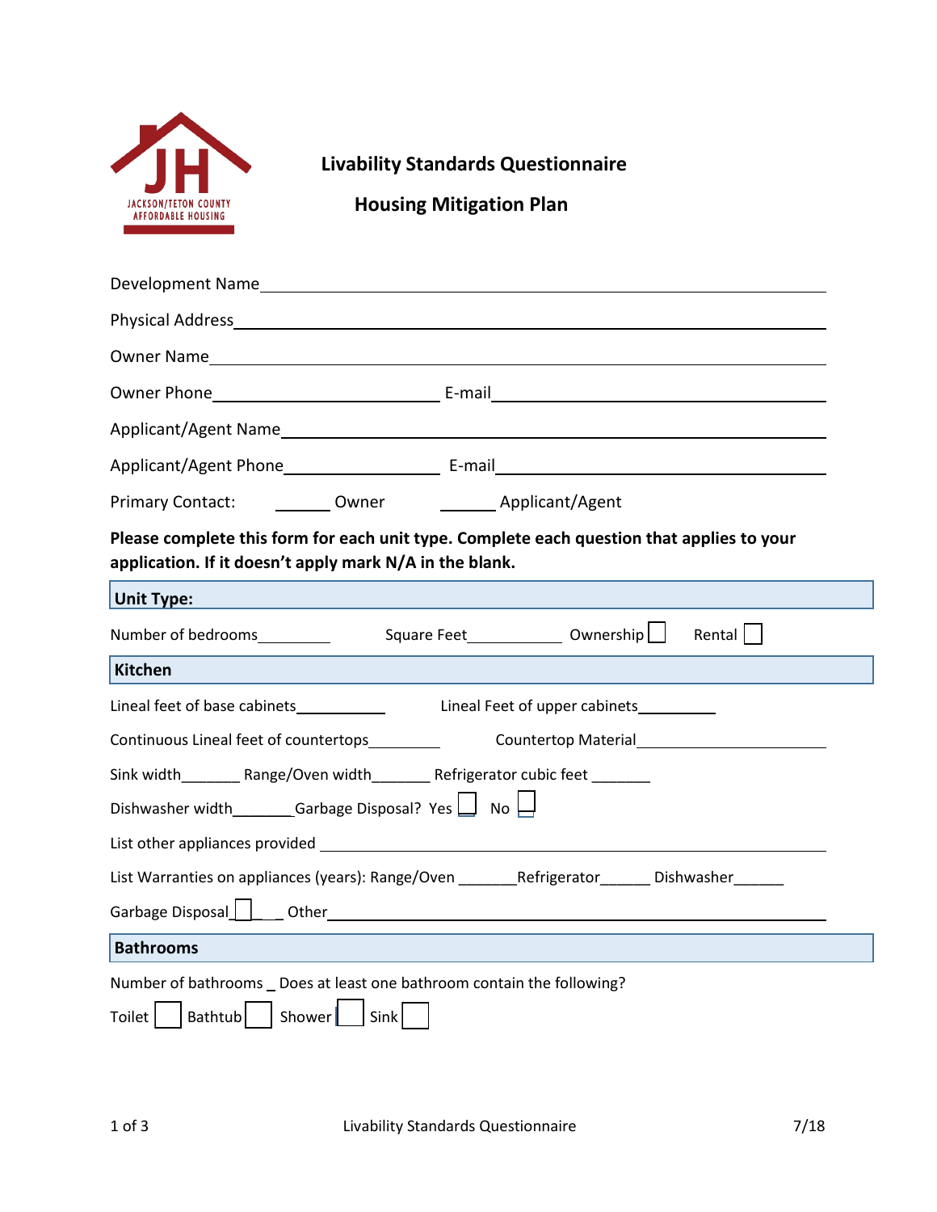JACKSON/TETON COUNTY AFFORDABLE HOUSING

# Livability Standards Questionnaire

## Housing Mitigation Plan

Development Name____________________________________________

Physical Address____________________________________________

Owner Name____________________________________________

Owner Phone__________________ E-mail__________________________

Applicant/Agent Name____________________________________________

Applicant/Agent Phone________________ E-mail__________________________

Primary Contact: _______ Owner _______ Applicant/Agent

**Please complete this form for each unit type. Complete each question that applies to your application. If it doesn't apply mark N/A in the blank.**

### Unit Type:

Number of bedrooms_________ Square Feet____________ Ownership ☐ Rental ☐

### Kitchen

Lineal feet of base cabinets___________ Lineal Feet of upper cabinets_________

Continuous Lineal feet of countertops_________ Countertop Material______________________

Sink width_______ Range/Oven width_______ Refrigerator cubic feet _______

Dishwasher width_______Garbage Disposal? Yes ☐ No ☐

List other appliances provided ____________________________________________

List Warranties on appliances (years): Range/Oven _______Refrigerator______ Dishwasher______

Garbage Disposal ☐ ___ Other____________________________________________

### Bathrooms

Number of bathrooms _ Does at least one bathroom contain the following?

Toilet ☐ Bathtub ☐ Shower ☐ Sink ☐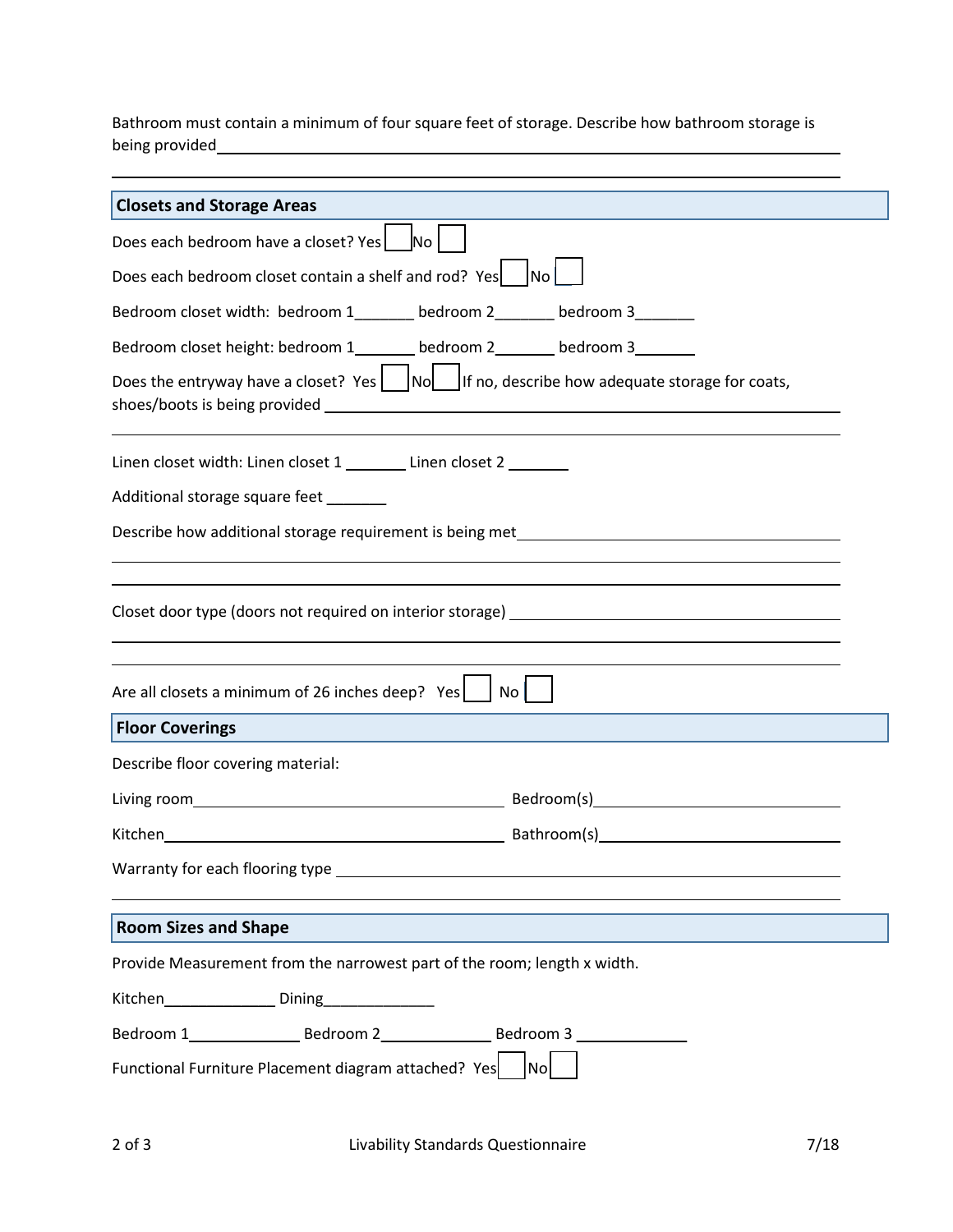Bathroom must contain a minimum of four square feet of storage. Describe how bathroom storage is being provided\_\_\_\_\_\_\_\_\_\_\_\_\_\_\_\_\_\_\_\_\_\_\_\_\_\_\_\_\_\_\_\_\_\_\_\_\_\_\_\_\_\_\_\_\_\_\_\_\_\_\_\_\_\_\_\_\_\_\_\_

\_\_\_\_\_\_\_\_\_\_\_\_\_\_\_\_\_\_\_\_\_\_\_\_\_\_\_\_\_\_\_\_\_\_\_\_\_\_\_\_\_\_\_\_\_\_\_\_\_\_\_\_\_\_\_\_\_\_\_\_\_\_\_\_\_\_\_\_\_\_\_\_\_\_\_\_

## Closets and Storage Areas

Does each bedroom have a closet? Yes ☐ No ☐

Does each bedroom closet contain a shelf and rod? Yes ☐ No ☐

Bedroom closet width: bedroom 1\_\_\_\_\_\_\_ bedroom 2\_\_\_\_\_\_\_ bedroom 3\_\_\_\_\_\_\_

Bedroom closet height: bedroom 1\_\_\_\_\_\_\_ bedroom 2\_\_\_\_\_\_\_ bedroom 3\_\_\_\_\_\_\_

Does the entryway have a closet? Yes ☐ No ☐ If no, describe how adequate storage for coats, shoes/boots is being provided \_\_\_\_\_\_\_\_\_\_\_\_\_\_\_\_\_\_\_\_\_\_\_\_\_\_\_\_\_\_\_\_\_\_\_\_\_\_\_\_\_\_\_\_\_\_\_\_\_\_\_\_\_\_

\_\_\_\_\_\_\_\_\_\_\_\_\_\_\_\_\_\_\_\_\_\_\_\_\_\_\_\_\_\_\_\_\_\_\_\_\_\_\_\_\_\_\_\_\_\_\_\_\_\_\_\_\_\_\_\_\_\_\_\_\_\_\_\_\_\_\_\_\_\_\_\_\_\_\_\_

Linen closet width: Linen closet 1 \_\_\_\_\_\_\_ Linen closet 2 \_\_\_\_\_\_\_

Additional storage square feet \_\_\_\_\_\_\_

Describe how additional storage requirement is being met\_\_\_\_\_\_\_\_\_\_\_\_\_\_\_\_\_\_\_\_\_\_\_\_\_\_\_\_\_\_\_\_\_\_\_\_\_\_\_\_\_\_

\_\_\_\_\_\_\_\_\_\_\_\_\_\_\_\_\_\_\_\_\_\_\_\_\_\_\_\_\_\_\_\_\_\_\_\_\_\_\_\_\_\_\_\_\_\_\_\_\_\_\_\_\_\_\_\_\_\_\_\_\_\_\_\_\_\_\_\_\_\_\_\_\_\_\_\_

\_\_\_\_\_\_\_\_\_\_\_\_\_\_\_\_\_\_\_\_\_\_\_\_\_\_\_\_\_\_\_\_\_\_\_\_\_\_\_\_\_\_\_\_\_\_\_\_\_\_\_\_\_\_\_\_\_\_\_\_\_\_\_\_\_\_\_\_\_\_\_\_\_\_\_\_

Closet door type (doors not required on interior storage) \_\_\_\_\_\_\_\_\_\_\_\_\_\_\_\_\_\_\_\_\_\_\_\_\_\_\_\_\_\_\_\_\_\_\_\_\_\_\_\_\_\_

\_\_\_\_\_\_\_\_\_\_\_\_\_\_\_\_\_\_\_\_\_\_\_\_\_\_\_\_\_\_\_\_\_\_\_\_\_\_\_\_\_\_\_\_\_\_\_\_\_\_\_\_\_\_\_\_\_\_\_\_\_\_\_\_\_\_\_\_\_\_\_\_\_\_\_\_

\_\_\_\_\_\_\_\_\_\_\_\_\_\_\_\_\_\_\_\_\_\_\_\_\_\_\_\_\_\_\_\_\_\_\_\_\_\_\_\_\_\_\_\_\_\_\_\_\_\_\_\_\_\_\_\_\_\_\_\_\_\_\_\_\_\_\_\_\_\_\_\_\_\_\_\_

Are all closets a minimum of 26 inches deep? Yes ☐ No ☐

## Floor Coverings

Describe floor covering material:

Living room\_\_\_\_\_\_\_\_\_\_\_\_\_\_\_\_\_\_\_\_\_\_\_\_\_\_\_\_\_\_\_\_\_\_\_\_ Bedroom(s)\_\_\_\_\_\_\_\_\_\_\_\_\_\_\_\_\_\_\_\_\_\_\_\_\_\_\_\_

Kitchen\_\_\_\_\_\_\_\_\_\_\_\_\_\_\_\_\_\_\_\_\_\_\_\_\_\_\_\_\_\_\_\_\_\_\_\_\_\_\_\_ Bathroom(s)\_\_\_\_\_\_\_\_\_\_\_\_\_\_\_\_\_\_\_\_\_\_\_\_\_\_\_

Warranty for each flooring type \_\_\_\_\_\_\_\_\_\_\_\_\_\_\_\_\_\_\_\_\_\_\_\_\_\_\_\_\_\_\_\_\_\_\_\_\_\_\_\_\_\_\_\_\_\_\_\_\_\_\_\_\_\_\_\_\_\_

\_\_\_\_\_\_\_\_\_\_\_\_\_\_\_\_\_\_\_\_\_\_\_\_\_\_\_\_\_\_\_\_\_\_\_\_\_\_\_\_\_\_\_\_\_\_\_\_\_\_\_\_\_\_\_\_\_\_\_\_\_\_\_\_\_\_\_\_\_\_\_\_\_\_\_\_

## Room Sizes and Shape

Provide Measurement from the narrowest part of the room; length x width.

Kitchen\_\_\_\_\_\_\_\_\_\_\_\_\_ Dining\_\_\_\_\_\_\_\_\_\_\_\_\_

Bedroom 1\_\_\_\_\_\_\_\_\_\_\_\_\_ Bedroom 2\_\_\_\_\_\_\_\_\_\_\_\_\_ Bedroom 3 \_\_\_\_\_\_\_\_\_\_\_\_\_

Functional Furniture Placement diagram attached? Yes ☐ No ☐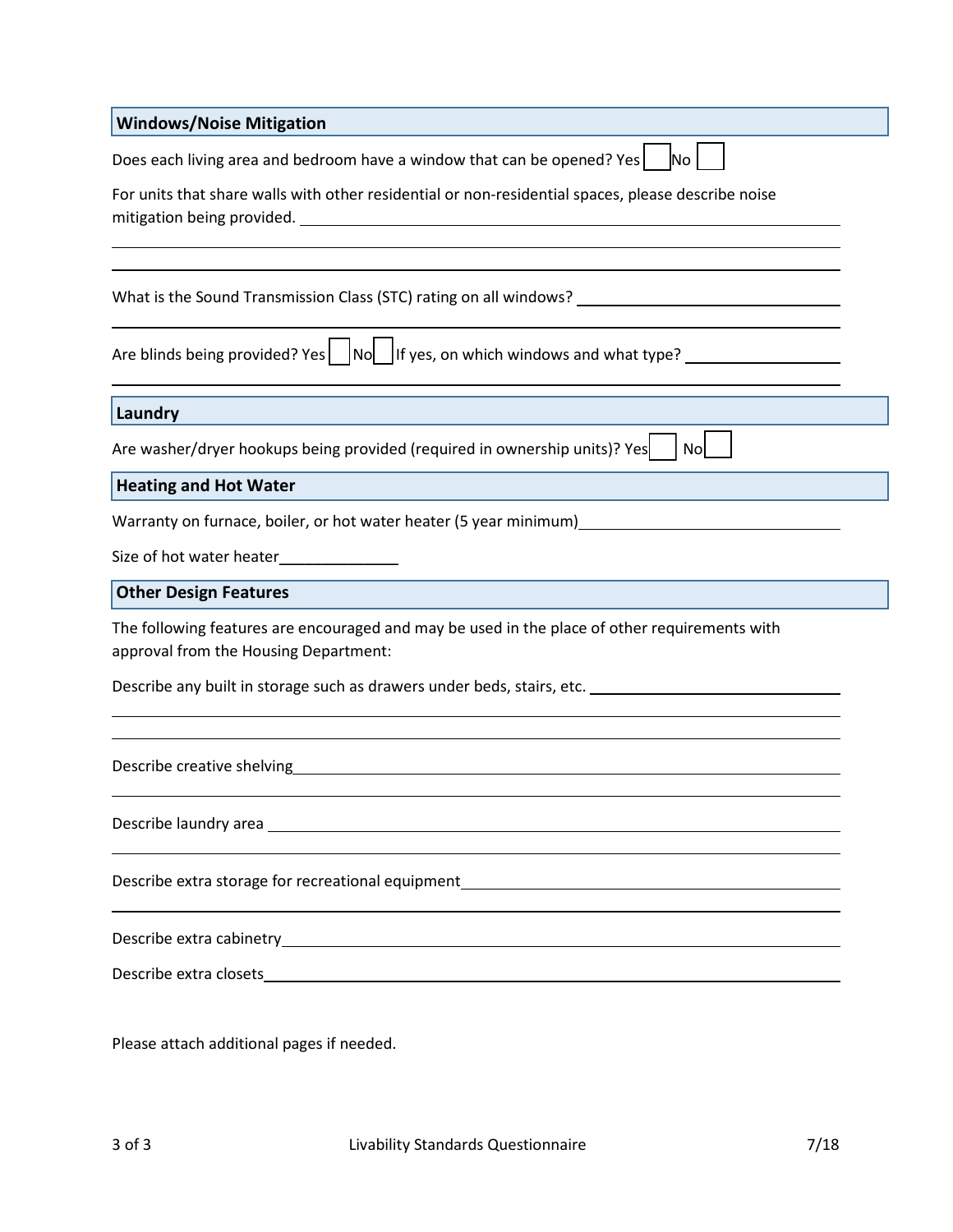## Windows/Noise Mitigation

Does each living area and bedroom have a window that can be opened? Yes ☐ No ☐

For units that share walls with other residential or non-residential spaces, please describe noise mitigation being provided. ______________________________

______________________________

______________________________

What is the Sound Transmission Class (STC) rating on all windows? ______________________________

______________________________

Are blinds being provided? Yes ☐ No ☐ If yes, on which windows and what type? ______________________________

______________________________

## Laundry

Are washer/dryer hookups being provided (required in ownership units)? Yes ☐ No ☐

## Heating and Hot Water

Warranty on furnace, boiler, or hot water heater (5 year minimum) ______________________________

Size of hot water heater ______________

## Other Design Features

The following features are encouraged and may be used in the place of other requirements with approval from the Housing Department:

Describe any built in storage such as drawers under beds, stairs, etc. ______________________________

______________________________

______________________________

Describe creative shelving ______________________________

______________________________

Describe laundry area ______________________________

______________________________

Describe extra storage for recreational equipment ______________________________

______________________________

Describe extra cabinetry ______________________________

Describe extra closets ______________________________

Please attach additional pages if needed.